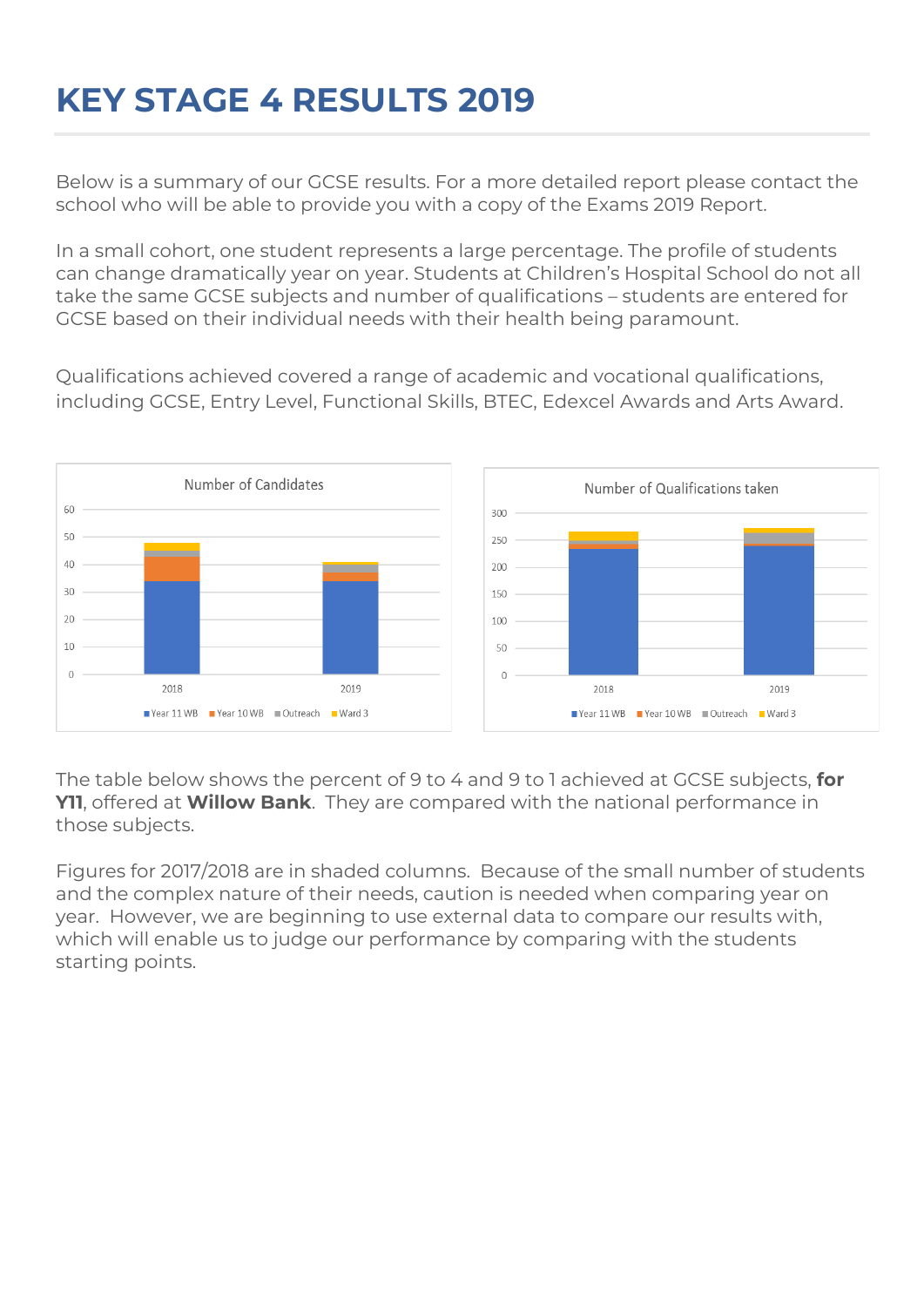# KEY STAGE 4 RESULTS 2019

Below is a summary of our GCSE results. For a more detailed report please contact the school who will be able to provide you with a copy of the Exams 2019 Report.

In a small cohort, one student represents a large percentage. The profile of students can change dramatically year on year. Students at Children's Hospital School do not all take the same GCSE subjects and number of qualifications – students are entered for GCSE based on their individual needs with their health being paramount.

Qualifications achieved covered a range of academic and vocational qualifications, including GCSE, Entry Level, Functional Skills, BTEC, Edexcel Awards and Arts Award.

Number of Candidates

Number of Qualifications taken

Year 11 WB, Year 10 WB, Outreach, Ward 3

The table below shows the percent of 9 to 4 and 9 to 1 achieved at GCSE subjects, **for Y11**, offered at **Willow Bank**. They are compared with the national performance in those subjects.

Figures for 2017/2018 are in shaded columns. Because of the small number of students and the complex nature of their needs, caution is needed when comparing year on year. However, we are beginning to use external data to compare our results with, which will enable us to judge our performance by comparing with the students starting points.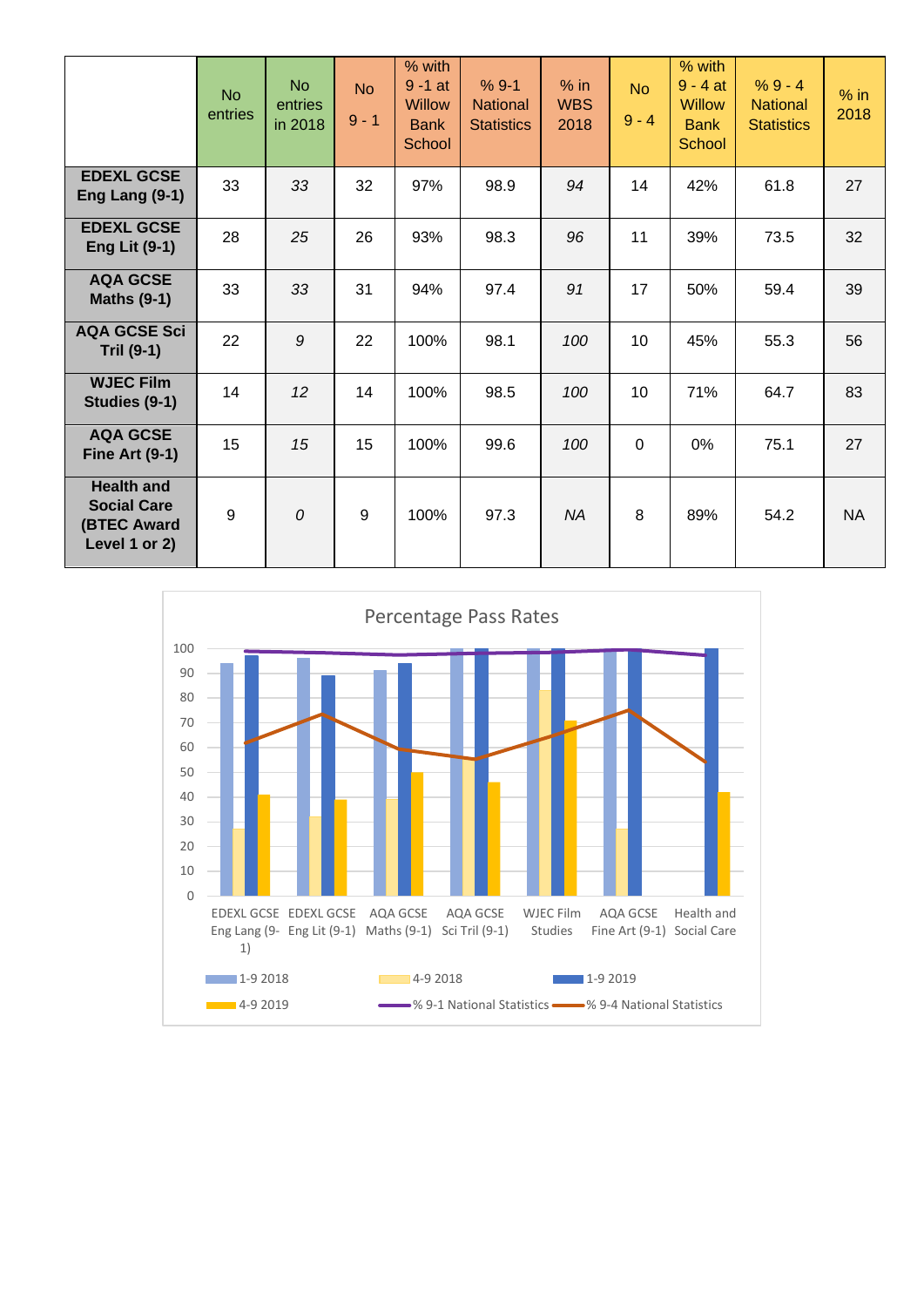|  | No entries | No entries in 2018 | No 9 - 1 | % with 9 -1 at Willow Bank School | % 9-1 National Statistics | % in WBS 2018 | No 9 - 4 | % with 9 - 4 at Willow Bank School | % 9 - 4 National Statistics | % in 2018 |
|---|---|---|---|---|---|---|---|---|---|---|
| **EDEXL GCSE Eng Lang (9-1)** | 33 | *33* | 32 | 97% | 98.9 | *94* | 14 | 42% | 61.8 | 27 |
| **EDEXL GCSE Eng Lit (9-1)** | 28 | *25* | 26 | 93% | 98.3 | *96* | 11 | 39% | 73.5 | 32 |
| **AQA GCSE Maths (9-1)** | 33 | *33* | 31 | 94% | 97.4 | *91* | 17 | 50% | 59.4 | 39 |
| **AQA GCSE Sci Tril (9-1)** | 22 | *9* | 22 | 100% | 98.1 | *100* | 10 | 45% | 55.3 | 56 |
| **WJEC Film Studies (9-1)** | 14 | *12* | 14 | 100% | 98.5 | *100* | 10 | 71% | 64.7 | 83 |
| **AQA GCSE Fine Art (9-1)** | 15 | *15* | 15 | 100% | 99.6 | *100* | 0 | 0% | 75.1 | 27 |
| **Health and Social Care (BTEC Award Level 1 or 2)** | 9 | *0* | 9 | 100% | 97.3 | *NA* | 8 | 89% | 54.2 | NA |

Percentage Pass Rates

| | 1-9 2018 | 4-9 2018 | 1-9 2019 | 4-9 2019 | % 9-1 National Statistics | % 9-4 National Statistics |
|---|---|---|---|---|---|---|
| EDEXL GCSE Eng Lang (9-1) | 94 | 27 | 97 | 41 | 98.9 | 61.8 |
| EDEXL GCSE Eng Lit (9-1) | 96 | 32 | 89 | 39 | 98.3 | 73.5 |
| AQA GCSE Maths (9-1) | 91 | 39 | 94 | 50 | 97.4 | 59.4 |
| AQA GCSE Sci Tril (9-1) | 100 | 56 | 100 | 46 | 98.1 | 55.3 |
| WJEC Film Studies | 100 | 83 | 100 | 71 | 98.5 | 64.7 |
| AQA GCSE Fine Art (9-1) | 100 | 27 | 100 | 0 | 99.6 | 75.1 |
| Health and Social Care | | | 100 | 42 | 97.3 | 54.2 |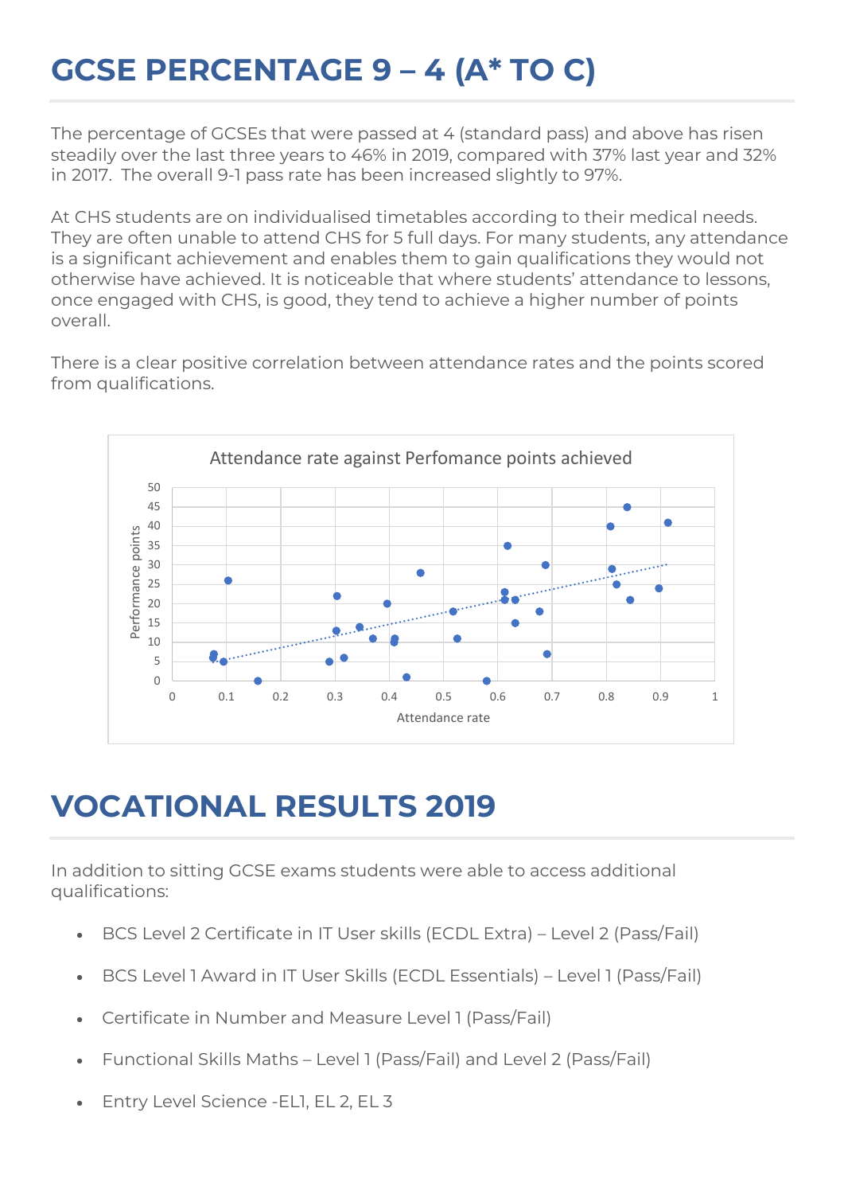# GCSE PERCENTAGE 9 – 4 (A* TO C)

The percentage of GCSEs that were passed at 4 (standard pass) and above has risen steadily over the last three years to 46% in 2019, compared with 37% last year and 32% in 2017. The overall 9-1 pass rate has been increased slightly to 97%.

At CHS students are on individualised timetables according to their medical needs. They are often unable to attend CHS for 5 full days. For many students, any attendance is a significant achievement and enables them to gain qualifications they would not otherwise have achieved. It is noticeable that where students' attendance to lessons, once engaged with CHS, is good, they tend to achieve a higher number of points overall.

There is a clear positive correlation between attendance rates and the points scored from qualifications.

Attendance rate against Perfomance points achieved

# VOCATIONAL RESULTS 2019

In addition to sitting GCSE exams students were able to access additional qualifications:

- BCS Level 2 Certificate in IT User skills (ECDL Extra) – Level 2 (Pass/Fail)
- BCS Level 1 Award in IT User Skills (ECDL Essentials) – Level 1 (Pass/Fail)
- Certificate in Number and Measure Level 1 (Pass/Fail)
- Functional Skills Maths – Level 1 (Pass/Fail) and Level 2 (Pass/Fail)
- Entry Level Science -EL1, EL 2, EL 3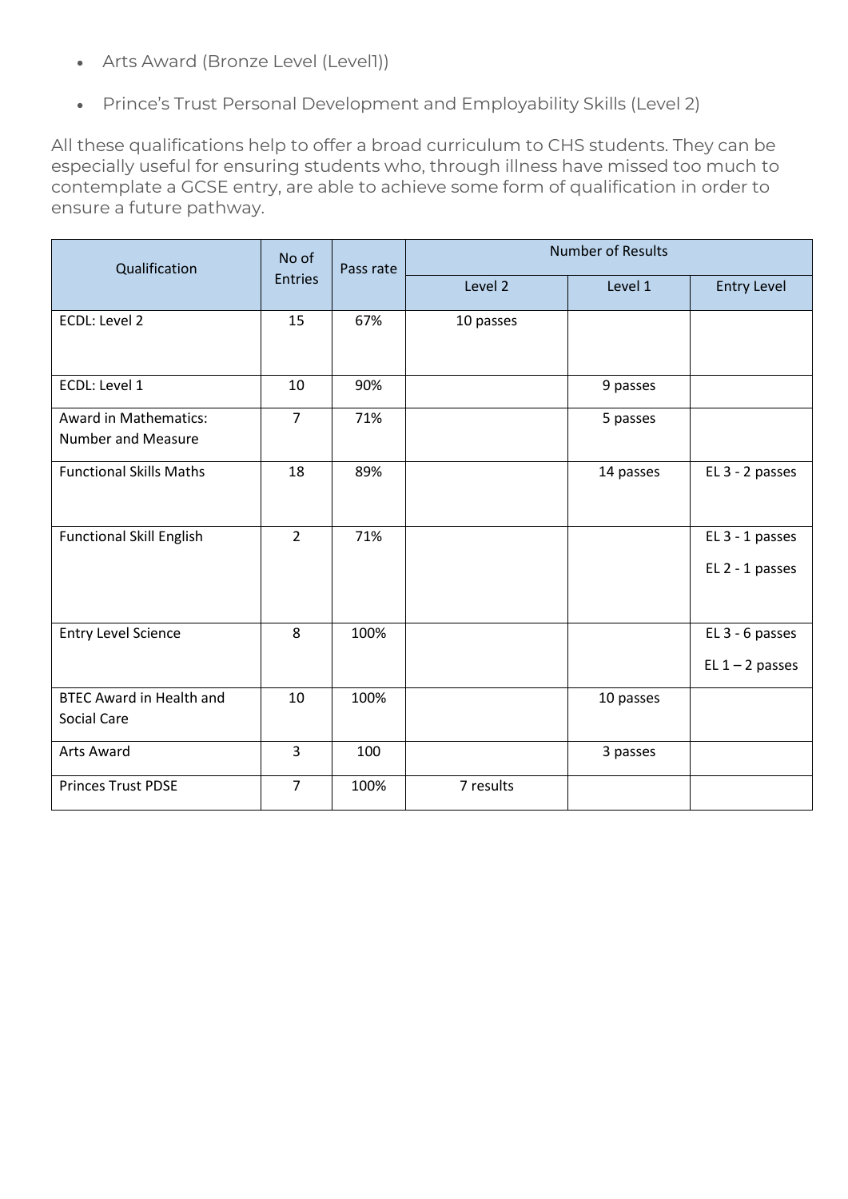- Arts Award (Bronze Level (Level1))
- Prince's Trust Personal Development and Employability Skills (Level 2)

All these qualifications help to offer a broad curriculum to CHS students. They can be especially useful for ensuring students who, through illness have missed too much to contemplate a GCSE entry, are able to achieve some form of qualification in order to ensure a future pathway.

| Qualification | No of Entries | Pass rate | Number of Results | | |
|---|---|---|---|---|---|
| | | | Level 2 | Level 1 | Entry Level |
| ECDL: Level 2 | 15 | 67% | 10 passes | | |
| ECDL: Level 1 | 10 | 90% | | 9 passes | |
| Award in Mathematics: Number and Measure | 7 | 71% | | 5 passes | |
| Functional Skills Maths | 18 | 89% | | 14 passes | EL 3 - 2 passes |
| Functional Skill English | 2 | 71% | | | EL 3 - 1 passes<br>EL 2 - 1 passes |
| Entry Level Science | 8 | 100% | | | EL 3 - 6 passes<br>EL 1 – 2 passes |
| BTEC Award in Health and Social Care | 10 | 100% | | 10 passes | |
| Arts Award | 3 | 100 | | 3 passes | |
| Princes Trust PDSE | 7 | 100% | 7 results | | |